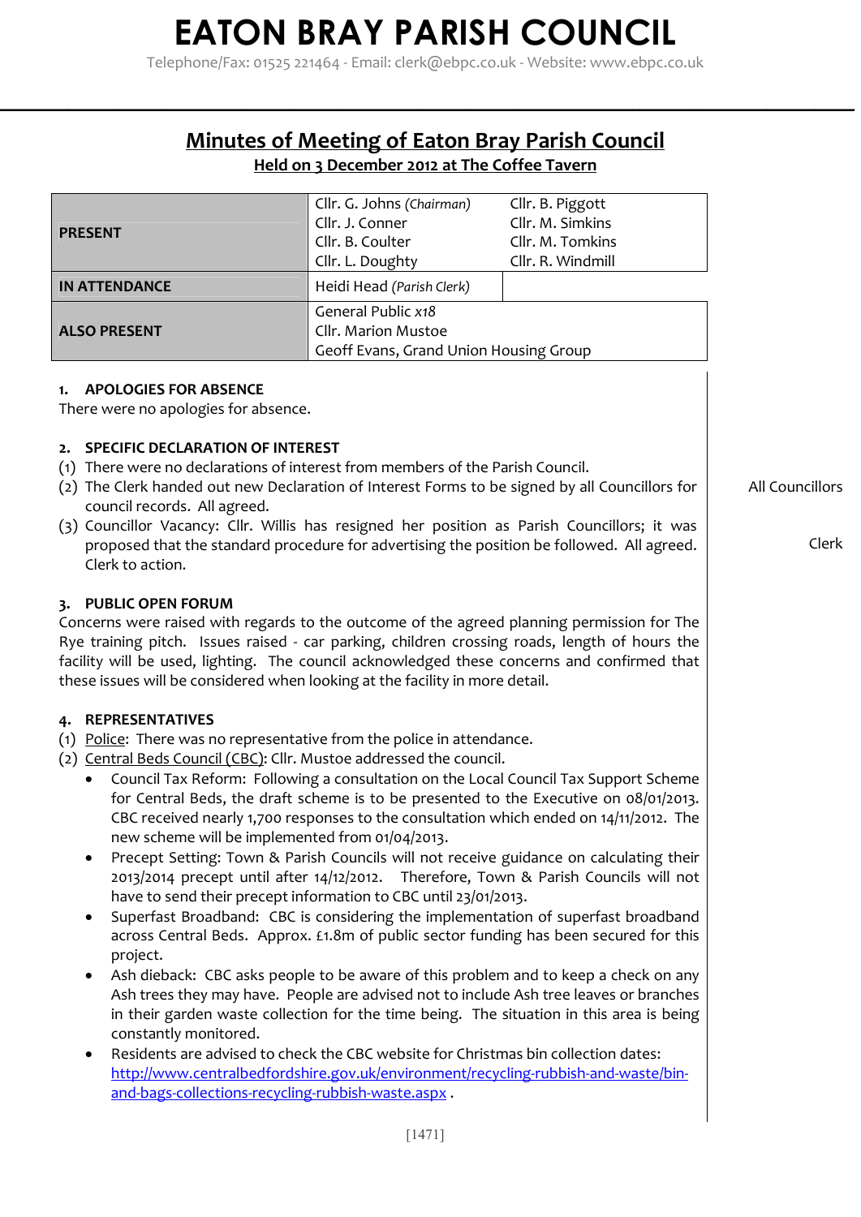# EATON BRAY PARISH COUNCIL

Telephone/Fax: 01525 221464 - Email: clerk@ebpc.co.uk - Website: www.ebpc.co.uk

## Minutes of Meeting of Eaton Bray Parish Council

### Held on 3 December 2012 at The Coffee Tavern

| | | |
|---|---|---|
| **PRESENT** | Cllr. G. Johns *(Chairman)*<br>Cllr. J. Conner<br>Cllr. B. Coulter<br>Cllr. L. Doughty | Cllr. B. Piggott<br>Cllr. M. Simkins<br>Cllr. M. Tomkins<br>Cllr. R. Windmill |
| **IN ATTENDANCE** | Heidi Head *(Parish Clerk)* | |
| **ALSO PRESENT** | General Public *x18*<br>Cllr. Marion Mustoe<br>Geoff Evans, Grand Union Housing Group | |

**1. APOLOGIES FOR ABSENCE**

There were no apologies for absence.

**2. SPECIFIC DECLARATION OF INTEREST**

(1) There were no declarations of interest from members of the Parish Council.

(2) The Clerk handed out new Declaration of Interest Forms to be signed by all Councillors for council records. All agreed. — **All Councillors**

(3) Councillor Vacancy: Cllr. Willis has resigned her position as Parish Councillors; it was proposed that the standard procedure for advertising the position be followed. All agreed. Clerk to action. — **Clerk**

**3. PUBLIC OPEN FORUM**

Concerns were raised with regards to the outcome of the agreed planning permission for The Rye training pitch. Issues raised - car parking, children crossing roads, length of hours the facility will be used, lighting. The council acknowledged these concerns and confirmed that these issues will be considered when looking at the facility in more detail.

**4. REPRESENTATIVES**

(1) Police: There was no representative from the police in attendance.

(2) Central Beds Council (CBC): Cllr. Mustoe addressed the council.

- Council Tax Reform: Following a consultation on the Local Council Tax Support Scheme for Central Beds, the draft scheme is to be presented to the Executive on 08/01/2013. CBC received nearly 1,700 responses to the consultation which ended on 14/11/2012. The new scheme will be implemented from 01/04/2013.
- Precept Setting: Town & Parish Councils will not receive guidance on calculating their 2013/2014 precept until after 14/12/2012. Therefore, Town & Parish Councils will not have to send their precept information to CBC until 23/01/2013.
- Superfast Broadband: CBC is considering the implementation of superfast broadband across Central Beds. Approx. £1.8m of public sector funding has been secured for this project.
- Ash dieback: CBC asks people to be aware of this problem and to keep a check on any Ash trees they may have. People are advised not to include Ash tree leaves or branches in their garden waste collection for the time being. The situation in this area is being constantly monitored.
- Residents are advised to check the CBC website for Christmas bin collection dates: http://www.centralbedfordshire.gov.uk/environment/recycling-rubbish-and-waste/bin-and-bags-collections-recycling-rubbish-waste.aspx .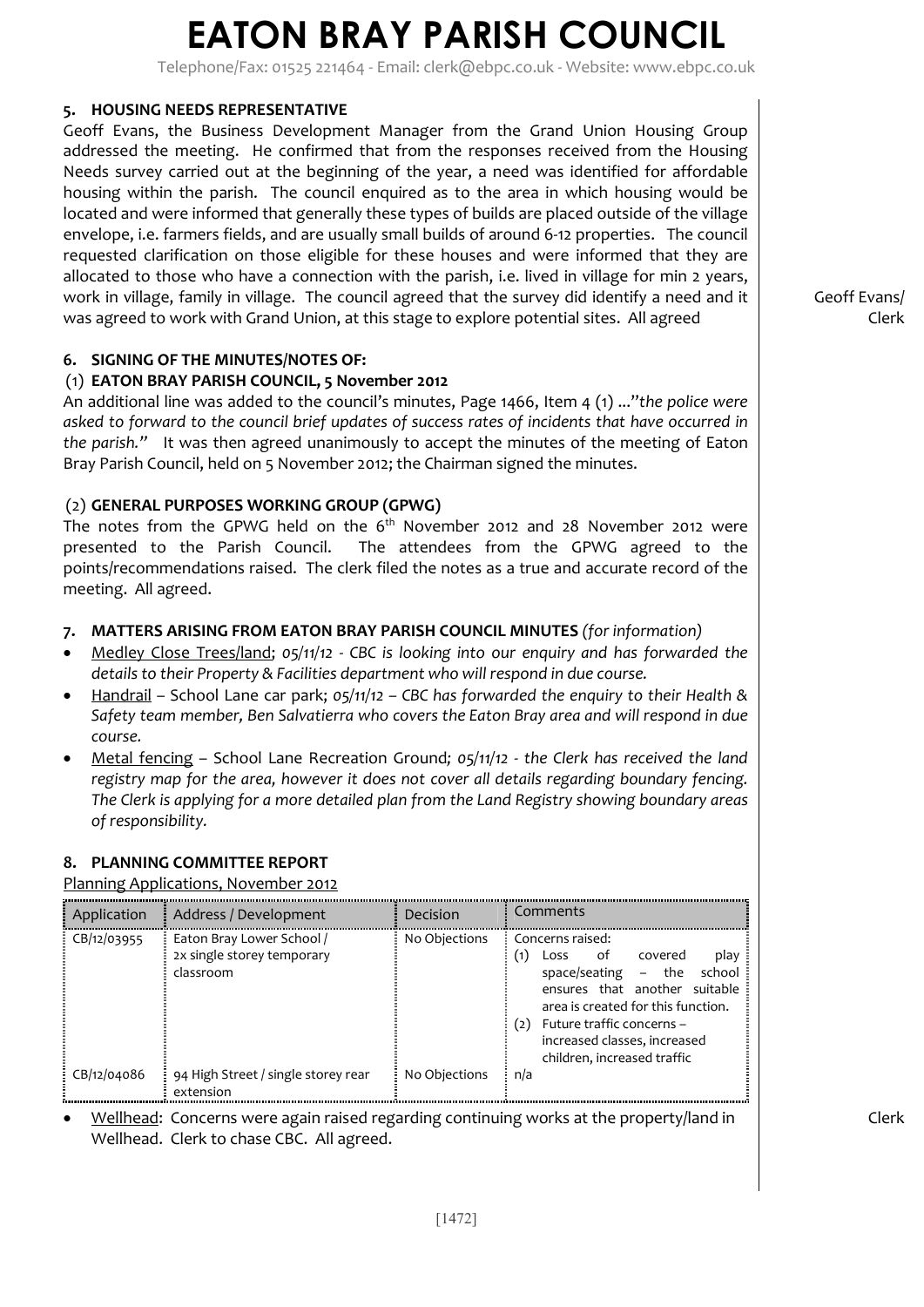### 5. HOUSING NEEDS REPRESENTATIVE

Geoff Evans, the Business Development Manager from the Grand Union Housing Group addressed the meeting. He confirmed that from the responses received from the Housing Needs survey carried out at the beginning of the year, a need was identified for affordable housing within the parish. The council enquired as to the area in which housing would be located and were informed that generally these types of builds are placed outside of the village envelope, i.e. farmers fields, and are usually small builds of around 6-12 properties. The council requested clarification on those eligible for these houses and were informed that they are allocated to those who have a connection with the parish, i.e. lived in village for min 2 years, work in village, family in village. The council agreed that the survey did identify a need and it was agreed to work with Grand Union, at this stage to explore potential sites. All agreed

Geoff Evans/ Clerk

### 6. SIGNING OF THE MINUTES/NOTES OF:

#### (1) EATON BRAY PARISH COUNCIL, 5 November 2012

An additional line was added to the council's minutes, Page 1466, Item 4 (1) ..."*the police were asked to forward to the council brief updates of success rates of incidents that have occurred in the parish.*" It was then agreed unanimously to accept the minutes of the meeting of Eaton Bray Parish Council, held on 5 November 2012; the Chairman signed the minutes.

#### (2) GENERAL PURPOSES WORKING GROUP (GPWG)

The notes from the GPWG held on the 6th November 2012 and 28 November 2012 were presented to the Parish Council. The attendees from the GPWG agreed to the points/recommendations raised. The clerk filed the notes as a true and accurate record of the meeting. All agreed.

### 7. MATTERS ARISING FROM EATON BRAY PARISH COUNCIL MINUTES *(for information)*

- Medley Close Trees/land; *05/11/12 - CBC is looking into our enquiry and has forwarded the details to their Property & Facilities department who will respond in due course.*
- Handrail – School Lane car park; *05/11/12 – CBC has forwarded the enquiry to their Health & Safety team member, Ben Salvatierra who covers the Eaton Bray area and will respond in due course.*
- Metal fencing – School Lane Recreation Ground*; 05/11/12 - the Clerk has received the land registry map for the area, however it does not cover all details regarding boundary fencing. The Clerk is applying for a more detailed plan from the Land Registry showing boundary areas of responsibility.*

### 8. PLANNING COMMITTEE REPORT

Planning Applications, November 2012

| Application | Address / Development | Decision | Comments |
|---|---|---|---|
| CB/12/03955 | Eaton Bray Lower School / 2x single storey temporary classroom | No Objections | Concerns raised: (1) Loss of covered play space/seating – the school ensures that another suitable area is created for this function. (2) Future traffic concerns – increased classes, increased children, increased traffic |
| CB/12/04086 | 94 High Street / single storey rear extension | No Objections | n/a |

- Wellhead: Concerns were again raised regarding continuing works at the property/land in Wellhead. Clerk to chase CBC. All agreed.

Clerk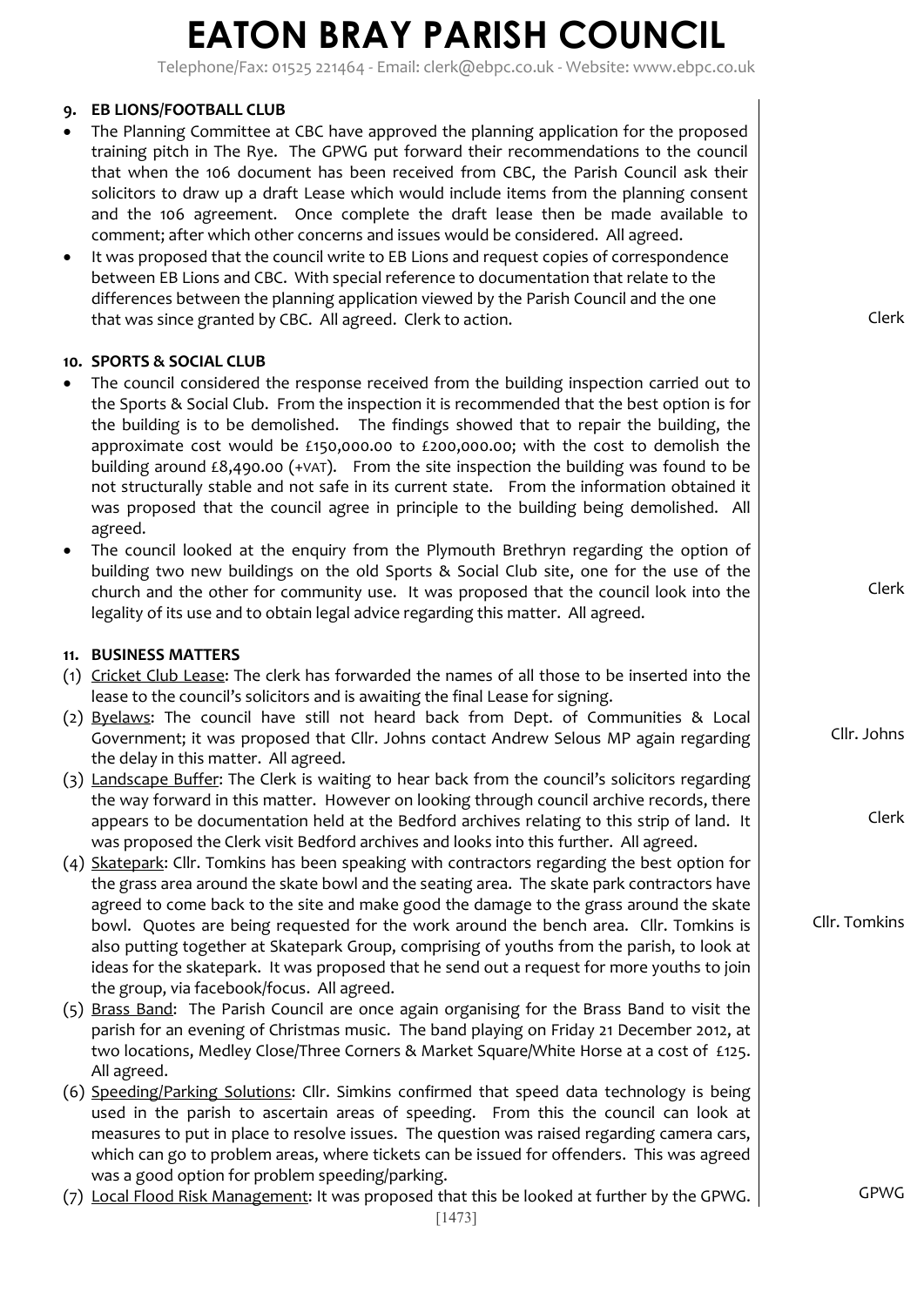**9. EB LIONS/FOOTBALL CLUB**

- The Planning Committee at CBC have approved the planning application for the proposed training pitch in The Rye. The GPWG put forward their recommendations to the council that when the 106 document has been received from CBC, the Parish Council ask their solicitors to draw up a draft Lease which would include items from the planning consent and the 106 agreement. Once complete the draft lease then be made available to comment; after which other concerns and issues would be considered. All agreed.
- It was proposed that the council write to EB Lions and request copies of correspondence between EB Lions and CBC. With special reference to documentation that relate to the differences between the planning application viewed by the Parish Council and the one that was since granted by CBC. All agreed. Clerk to action. — **Clerk**

**10. SPORTS & SOCIAL CLUB**

- The council considered the response received from the building inspection carried out to the Sports & Social Club. From the inspection it is recommended that the best option is for the building is to be demolished. The findings showed that to repair the building, the approximate cost would be £150,000.00 to £200,000.00; with the cost to demolish the building around £8,490.00 (+VAT). From the site inspection the building was found to be not structurally stable and not safe in its current state. From the information obtained it was proposed that the council agree in principle to the building being demolished. All agreed.
- The council looked at the enquiry from the Plymouth Brethryn regarding the option of building two new buildings on the old Sports & Social Club site, one for the use of the church and the other for community use. It was proposed that the council look into the legality of its use and to obtain legal advice regarding this matter. All agreed. — **Clerk**

**11. BUSINESS MATTERS**

(1) Cricket Club Lease: The clerk has forwarded the names of all those to be inserted into the lease to the council's solicitors and is awaiting the final Lease for signing.

(2) Byelaws: The council have still not heard back from Dept. of Communities & Local Government; it was proposed that Cllr. Johns contact Andrew Selous MP again regarding the delay in this matter. All agreed. — **Cllr. Johns**

(3) Landscape Buffer: The Clerk is waiting to hear back from the council's solicitors regarding the way forward in this matter. However on looking through council archive records, there appears to be documentation held at the Bedford archives relating to this strip of land. It was proposed the Clerk visit Bedford archives and looks into this further. All agreed. — **Clerk**

(4) Skatepark: Cllr. Tomkins has been speaking with contractors regarding the best option for the grass area around the skate bowl and the seating area. The skate park contractors have agreed to come back to the site and make good the damage to the grass around the skate bowl. Quotes are being requested for the work around the bench area. Cllr. Tomkins is also putting together at Skatepark Group, comprising of youths from the parish, to look at ideas for the skatepark. It was proposed that he send out a request for more youths to join the group, via facebook/focus. All agreed. — **Cllr. Tomkins**

(5) Brass Band: The Parish Council are once again organising for the Brass Band to visit the parish for an evening of Christmas music. The band playing on Friday 21 December 2012, at two locations, Medley Close/Three Corners & Market Square/White Horse at a cost of £125. All agreed.

(6) Speeding/Parking Solutions: Cllr. Simkins confirmed that speed data technology is being used in the parish to ascertain areas of speeding. From this the council can look at measures to put in place to resolve issues. The question was raised regarding camera cars, which can go to problem areas, where tickets can be issued for offenders. This was agreed was a good option for problem speeding/parking.

(7) Local Flood Risk Management: It was proposed that this be looked at further by the GPWG. — **GPWG**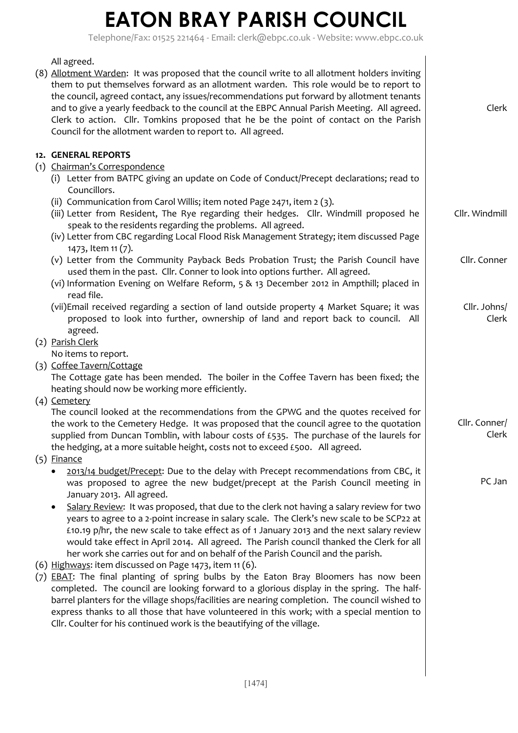# EATON BRAY PARISH COUNCIL

Telephone/Fax: 01525 221464 - Email: clerk@ebpc.co.uk - Website: www.ebpc.co.uk

All agreed.

(8) Allotment Warden: It was proposed that the council write to all allotment holders inviting them to put themselves forward as an allotment warden. This role would be to report to the council, agreed contact, any issues/recommendations put forward by allotment tenants and to give a yearly feedback to the council at the EBPC Annual Parish Meeting. All agreed. Clerk to action. Cllr. Tomkins proposed that he be the point of contact on the Parish Council for the allotment warden to report to. All agreed. — **Clerk**

**12. GENERAL REPORTS**

(1) Chairman's Correspondence

- (i) Letter from BATPC giving an update on Code of Conduct/Precept declarations; read to Councillors.
- (ii) Communication from Carol Willis; item noted Page 2471, item 2 (3).
- (iii) Letter from Resident, The Rye regarding their hedges. Cllr. Windmill proposed he speak to the residents regarding the problems. All agreed. — **Cllr. Windmill**
- (iv) Letter from CBC regarding Local Flood Risk Management Strategy; item discussed Page 1473, Item 11 (7).
- (v) Letter from the Community Payback Beds Probation Trust; the Parish Council have used them in the past. Cllr. Conner to look into options further. All agreed. — **Cllr. Conner**
- (vi) Information Evening on Welfare Reform, 5 & 13 December 2012 in Ampthill; placed in read file.
- (vii) Email received regarding a section of land outside property 4 Market Square; it was proposed to look into further, ownership of land and report back to council. All agreed. — **Cllr. Johns/ Clerk**

(2) Parish Clerk

No items to report.

(3) Coffee Tavern/Cottage

The Cottage gate has been mended. The boiler in the Coffee Tavern has been fixed; the heating should now be working more efficiently.

(4) Cemetery

The council looked at the recommendations from the GPWG and the quotes received for the work to the Cemetery Hedge. It was proposed that the council agree to the quotation supplied from Duncan Tomblin, with labour costs of £535. The purchase of the laurels for the hedging, at a more suitable height, costs not to exceed £500. All agreed. — **Cllr. Conner/ Clerk**

(5) Finance

- 2013/14 budget/Precept: Due to the delay with Precept recommendations from CBC, it was proposed to agree the new budget/precept at the Parish Council meeting in January 2013. All agreed. — **PC Jan**
- Salary Review: It was proposed, that due to the clerk not having a salary review for two years to agree to a 2-point increase in salary scale. The Clerk's new scale to be SCP22 at £10.19 p/hr, the new scale to take effect as of 1 January 2013 and the next salary review would take effect in April 2014. All agreed. The Parish council thanked the Clerk for all her work she carries out for and on behalf of the Parish Council and the parish.

(6) Highways: item discussed on Page 1473, item 11 (6).

(7) EBAT: The final planting of spring bulbs by the Eaton Bray Bloomers has now been completed. The council are looking forward to a glorious display in the spring. The half-barrel planters for the village shops/facilities are nearing completion. The council wished to express thanks to all those that have volunteered in this work; with a special mention to Cllr. Coulter for his continued work is the beautifying of the village.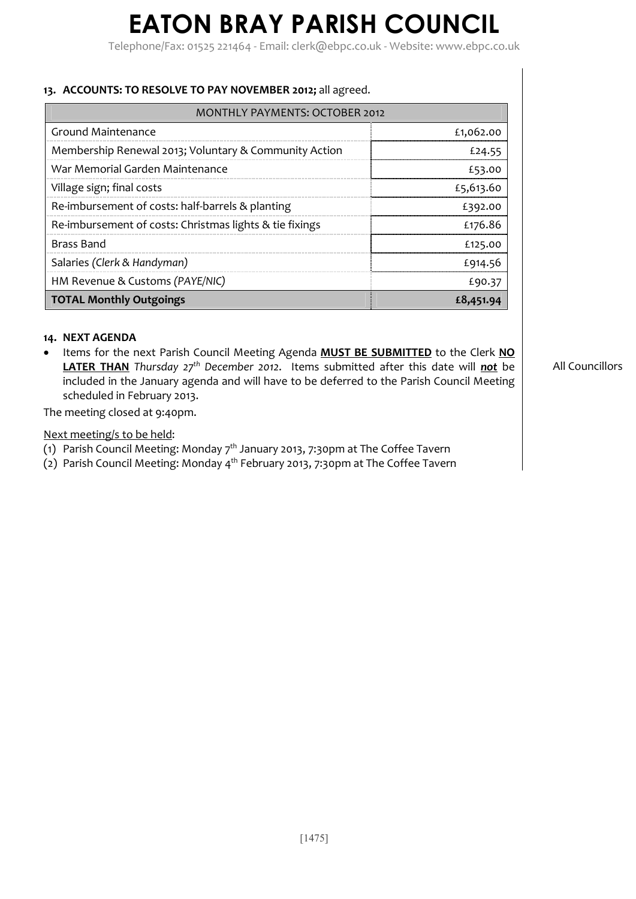# EATON BRAY PARISH COUNCIL

Telephone/Fax: 01525 221464 - Email: clerk@ebpc.co.uk - Website: www.ebpc.co.uk

**13. ACCOUNTS: TO RESOLVE TO PAY NOVEMBER 2012;** all agreed.

| MONTHLY PAYMENTS: OCTOBER 2012 | |
|---|---|
| Ground Maintenance | £1,062.00 |
| Membership Renewal 2013; Voluntary & Community Action | £24.55 |
| War Memorial Garden Maintenance | £53.00 |
| Village sign; final costs | £5,613.60 |
| Re-imbursement of costs: half-barrels & planting | £392.00 |
| Re-imbursement of costs: Christmas lights & tie fixings | £176.86 |
| Brass Band | £125.00 |
| Salaries *(Clerk & Handyman)* | £914.56 |
| HM Revenue & Customs *(PAYE/NIC)* | £90.37 |
| **TOTAL Monthly Outgoings** | **£8,451.94** |

**14. NEXT AGENDA**

- Items for the next Parish Council Meeting Agenda **MUST BE SUBMITTED** to the Clerk **NO LATER THAN** *Thursday 27th December 2012*. Items submitted after this date will ***not*** be included in the January agenda and will have to be deferred to the Parish Council Meeting scheduled in February 2013. — All Councillors

The meeting closed at 9:40pm.

Next meeting/s to be held:

(1) Parish Council Meeting: Monday 7th January 2013, 7:30pm at The Coffee Tavern

(2) Parish Council Meeting: Monday 4th February 2013, 7:30pm at The Coffee Tavern

[1475]